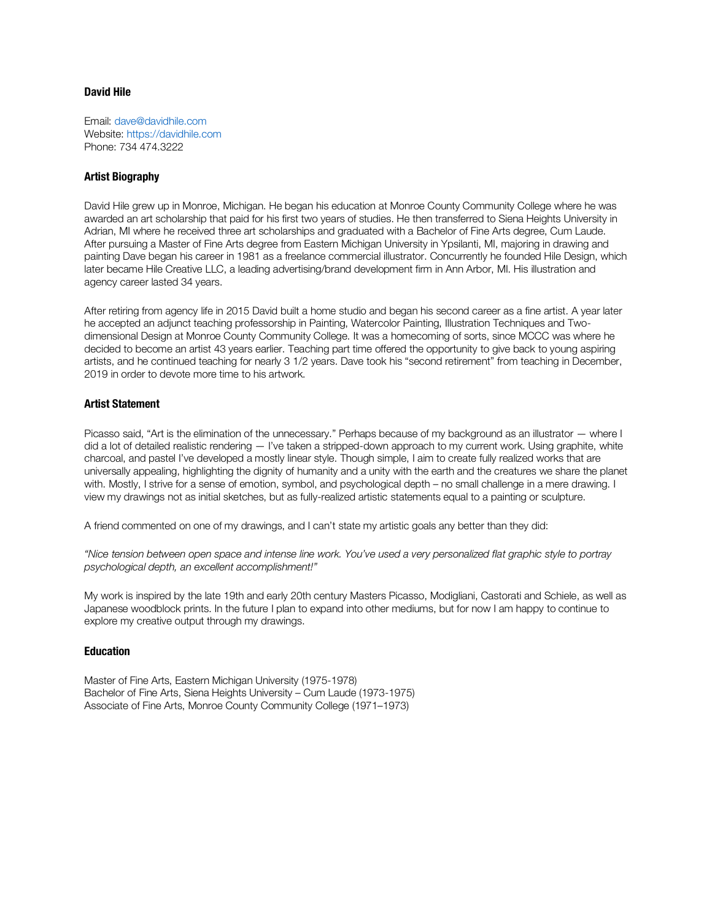# David Hile

Email: dave@davidhile.com
Website: https://davidhile.com
Phone: 734 474.3222

## Artist Biography

David Hile grew up in Monroe, Michigan. He began his education at Monroe County Community College where he was awarded an art scholarship that paid for his first two years of studies. He then transferred to Siena Heights University in Adrian, MI where he received three art scholarships and graduated with a Bachelor of Fine Arts degree, Cum Laude. After pursuing a Master of Fine Arts degree from Eastern Michigan University in Ypsilanti, MI, majoring in drawing and painting Dave began his career in 1981 as a freelance commercial illustrator. Concurrently he founded Hile Design, which later became Hile Creative LLC, a leading advertising/brand development firm in Ann Arbor, MI. His illustration and agency career lasted 34 years.

After retiring from agency life in 2015 David built a home studio and began his second career as a fine artist. A year later he accepted an adjunct teaching professorship in Painting, Watercolor Painting, Illustration Techniques and Two-dimensional Design at Monroe County Community College. It was a homecoming of sorts, since MCCC was where he decided to become an artist 43 years earlier. Teaching part time offered the opportunity to give back to young aspiring artists, and he continued teaching for nearly 3 1/2 years. Dave took his "second retirement" from teaching in December, 2019 in order to devote more time to his artwork.

## Artist Statement

Picasso said, "Art is the elimination of the unnecessary." Perhaps because of my background as an illustrator — where I did a lot of detailed realistic rendering — I've taken a stripped-down approach to my current work. Using graphite, white charcoal, and pastel I've developed a mostly linear style. Though simple, I aim to create fully realized works that are universally appealing, highlighting the dignity of humanity and a unity with the earth and the creatures we share the planet with. Mostly, I strive for a sense of emotion, symbol, and psychological depth – no small challenge in a mere drawing. I view my drawings not as initial sketches, but as fully-realized artistic statements equal to a painting or sculpture.

A friend commented on one of my drawings, and I can't state my artistic goals any better than they did:

*"Nice tension between open space and intense line work. You've used a very personalized flat graphic style to portray psychological depth, an excellent accomplishment!"*

My work is inspired by the late 19th and early 20th century Masters Picasso, Modigliani, Castorati and Schiele, as well as Japanese woodblock prints. In the future I plan to expand into other mediums, but for now I am happy to continue to explore my creative output through my drawings.

## Education

Master of Fine Arts, Eastern Michigan University (1975-1978)
Bachelor of Fine Arts, Siena Heights University – Cum Laude (1973-1975)
Associate of Fine Arts, Monroe County Community College (1971–1973)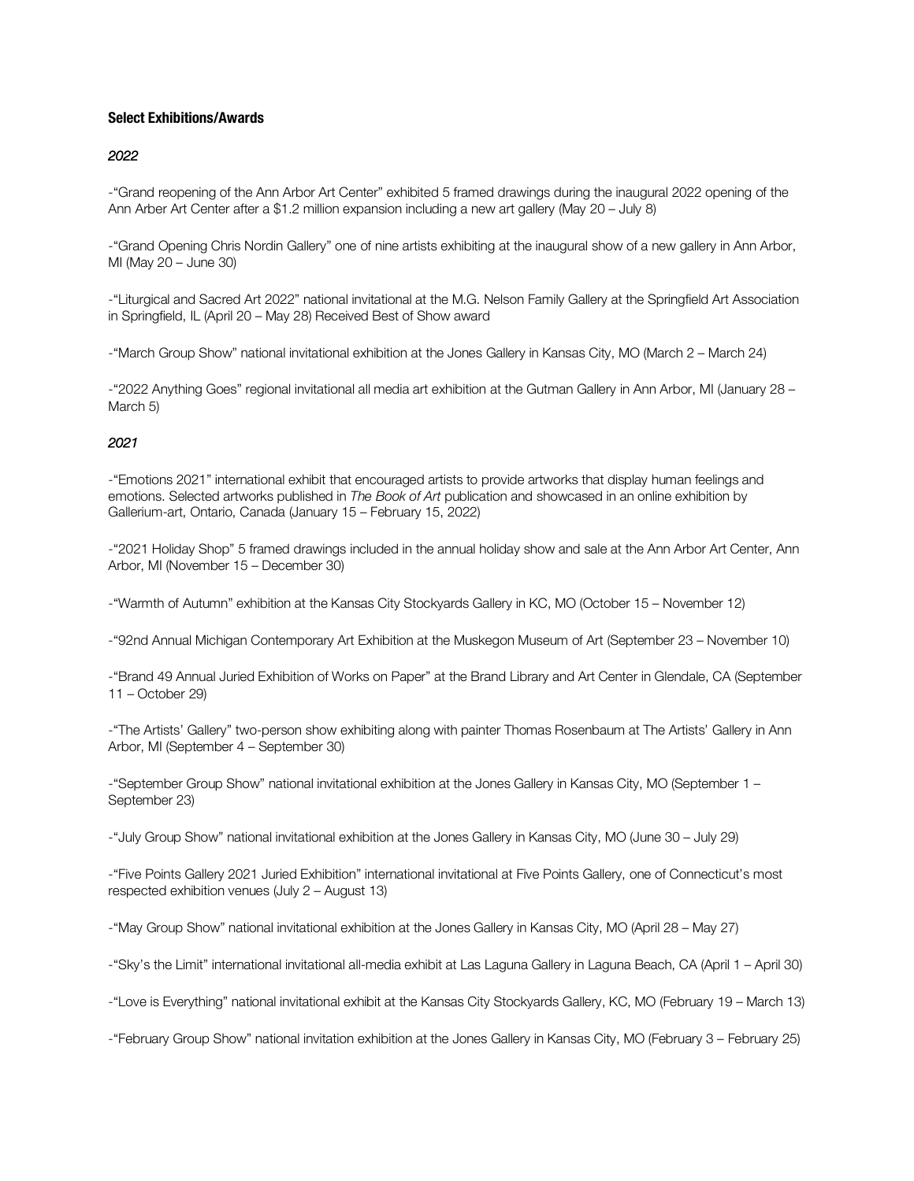**Select Exhibitions/Awards**

*2022*

-"Grand reopening of the Ann Arbor Art Center" exhibited 5 framed drawings during the inaugural 2022 opening of the Ann Arber Art Center after a $1.2 million expansion including a new art gallery (May 20 – July 8)

-"Grand Opening Chris Nordin Gallery" one of nine artists exhibiting at the inaugural show of a new gallery in Ann Arbor, MI (May 20 – June 30)

-"Liturgical and Sacred Art 2022" national invitational at the M.G. Nelson Family Gallery at the Springfield Art Association in Springfield, IL (April 20 – May 28) Received Best of Show award

-"March Group Show" national invitational exhibition at the Jones Gallery in Kansas City, MO (March 2 – March 24)

-"2022 Anything Goes" regional invitational all media art exhibition at the Gutman Gallery in Ann Arbor, MI (January 28 – March 5)

*2021*

-"Emotions 2021" international exhibit that encouraged artists to provide artworks that display human feelings and emotions. Selected artworks published in *The Book of Art* publication and showcased in an online exhibition by Gallerium-art, Ontario, Canada (January 15 – February 15, 2022)

-"2021 Holiday Shop" 5 framed drawings included in the annual holiday show and sale at the Ann Arbor Art Center, Ann Arbor, MI (November 15 – December 30)

-"Warmth of Autumn" exhibition at the Kansas City Stockyards Gallery in KC, MO (October 15 – November 12)

-"92nd Annual Michigan Contemporary Art Exhibition at the Muskegon Museum of Art (September 23 – November 10)

-"Brand 49 Annual Juried Exhibition of Works on Paper" at the Brand Library and Art Center in Glendale, CA (September 11 – October 29)

-"The Artists' Gallery" two-person show exhibiting along with painter Thomas Rosenbaum at The Artists' Gallery in Ann Arbor, MI (September 4 – September 30)

-"September Group Show" national invitational exhibition at the Jones Gallery in Kansas City, MO (September 1 – September 23)

-"July Group Show" national invitational exhibition at the Jones Gallery in Kansas City, MO (June 30 – July 29)

-"Five Points Gallery 2021 Juried Exhibition" international invitational at Five Points Gallery, one of Connecticut's most respected exhibition venues (July 2 – August 13)

-"May Group Show" national invitational exhibition at the Jones Gallery in Kansas City, MO (April 28 – May 27)

-"Sky's the Limit" international invitational all-media exhibit at Las Laguna Gallery in Laguna Beach, CA (April 1 – April 30)

-"Love is Everything" national invitational exhibit at the Kansas City Stockyards Gallery, KC, MO (February 19 – March 13)

-"February Group Show" national invitation exhibition at the Jones Gallery in Kansas City, MO (February 3 – February 25)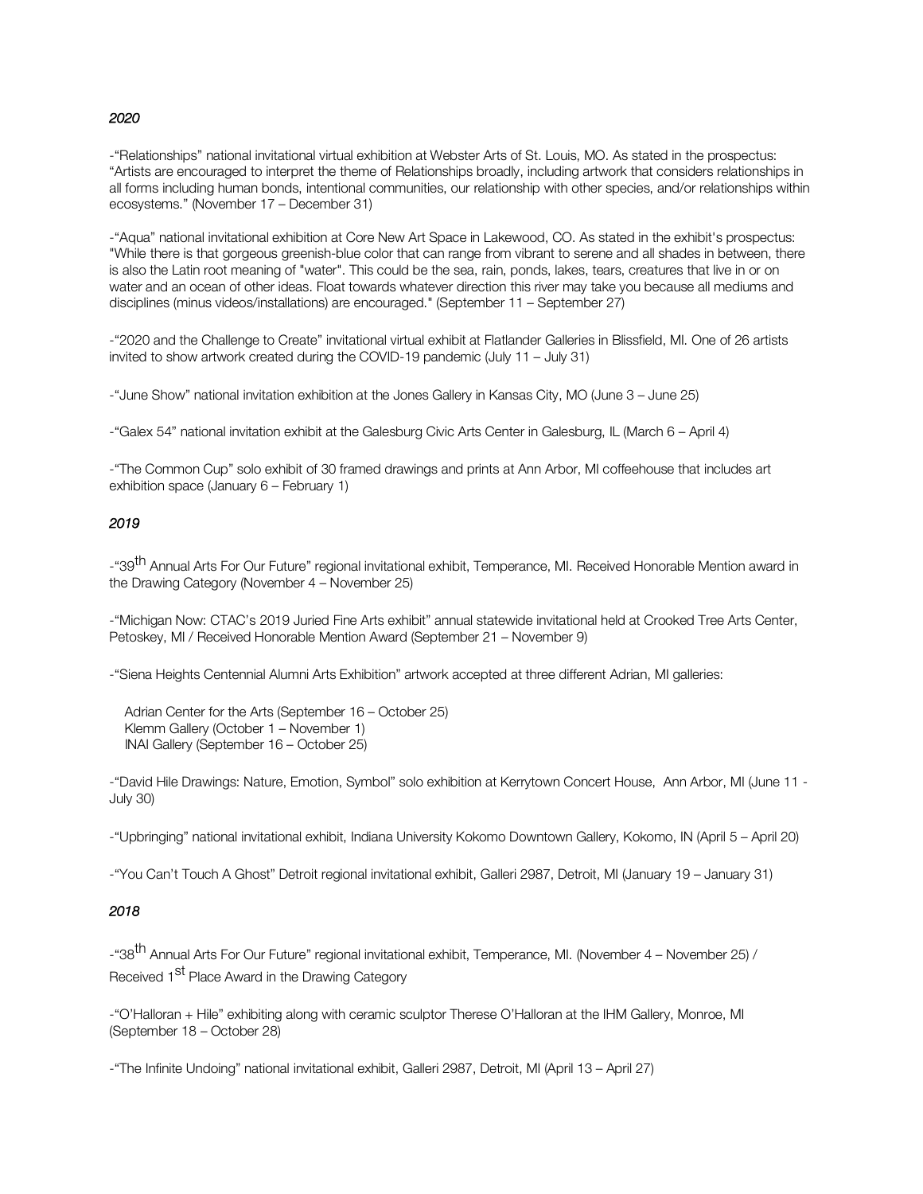*2020*

-"Relationships" national invitational virtual exhibition at Webster Arts of St. Louis, MO. As stated in the prospectus: "Artists are encouraged to interpret the theme of Relationships broadly, including artwork that considers relationships in all forms including human bonds, intentional communities, our relationship with other species, and/or relationships within ecosystems." (November 17 – December 31)

-"Aqua" national invitational exhibition at Core New Art Space in Lakewood, CO. As stated in the exhibit's prospectus: "While there is that gorgeous greenish-blue color that can range from vibrant to serene and all shades in between, there is also the Latin root meaning of "water". This could be the sea, rain, ponds, lakes, tears, creatures that live in or on water and an ocean of other ideas. Float towards whatever direction this river may take you because all mediums and disciplines (minus videos/installations) are encouraged." (September 11 – September 27)

-"2020 and the Challenge to Create" invitational virtual exhibit at Flatlander Galleries in Blissfield, MI. One of 26 artists invited to show artwork created during the COVID-19 pandemic (July 11 – July 31)

-"June Show" national invitation exhibition at the Jones Gallery in Kansas City, MO (June 3 – June 25)

-"Galex 54" national invitation exhibit at the Galesburg Civic Arts Center in Galesburg, IL (March 6 – April 4)

-"The Common Cup" solo exhibit of 30 framed drawings and prints at Ann Arbor, MI coffeehouse that includes art exhibition space (January 6 – February 1)

*2019*

-"39th Annual Arts For Our Future" regional invitational exhibit, Temperance, MI. Received Honorable Mention award in the Drawing Category (November 4 – November 25)

-"Michigan Now: CTAC's 2019 Juried Fine Arts exhibit" annual statewide invitational held at Crooked Tree Arts Center, Petoskey, MI / Received Honorable Mention Award (September 21 – November 9)

-"Siena Heights Centennial Alumni Arts Exhibition" artwork accepted at three different Adrian, MI galleries:

Adrian Center for the Arts (September 16 – October 25)
Klemm Gallery (October 1 – November 1)
INAI Gallery (September 16 – October 25)

-"David Hile Drawings: Nature, Emotion, Symbol" solo exhibition at Kerrytown Concert House, Ann Arbor, MI (June 11 - July 30)

-"Upbringing" national invitational exhibit, Indiana University Kokomo Downtown Gallery, Kokomo, IN (April 5 – April 20)

-"You Can't Touch A Ghost" Detroit regional invitational exhibit, Galleri 2987, Detroit, MI (January 19 – January 31)

*2018*

-"38th Annual Arts For Our Future" regional invitational exhibit, Temperance, MI. (November 4 – November 25) / Received 1st Place Award in the Drawing Category

-"O'Halloran + Hile" exhibiting along with ceramic sculptor Therese O'Halloran at the IHM Gallery, Monroe, MI (September 18 – October 28)

-"The Infinite Undoing" national invitational exhibit, Galleri 2987, Detroit, MI (April 13 – April 27)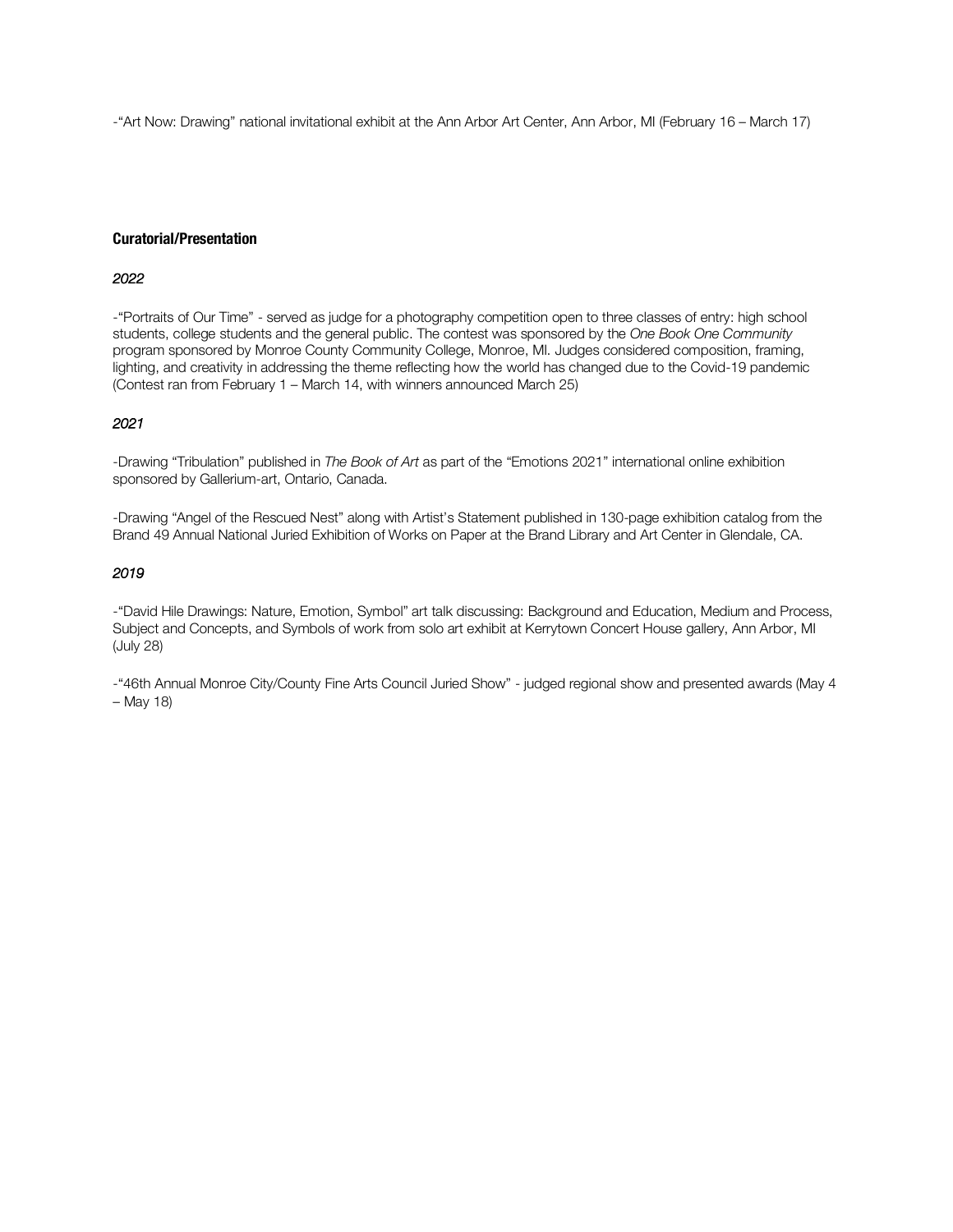-"Art Now: Drawing" national invitational exhibit at the Ann Arbor Art Center, Ann Arbor, MI (February 16 – March 17)

**Curatorial/Presentation**

*2022*

-"Portraits of Our Time" - served as judge for a photography competition open to three classes of entry: high school students, college students and the general public. The contest was sponsored by the *One Book One Community* program sponsored by Monroe County Community College, Monroe, MI. Judges considered composition, framing, lighting, and creativity in addressing the theme reflecting how the world has changed due to the Covid-19 pandemic (Contest ran from February 1 – March 14, with winners announced March 25)

*2021*

-Drawing "Tribulation" published in *The Book of Art* as part of the "Emotions 2021" international online exhibition sponsored by Gallerium-art, Ontario, Canada.

-Drawing "Angel of the Rescued Nest" along with Artist's Statement published in 130-page exhibition catalog from the Brand 49 Annual National Juried Exhibition of Works on Paper at the Brand Library and Art Center in Glendale, CA.

*2019*

-"David Hile Drawings: Nature, Emotion, Symbol" art talk discussing: Background and Education, Medium and Process, Subject and Concepts, and Symbols of work from solo art exhibit at Kerrytown Concert House gallery, Ann Arbor, MI (July 28)

-"46th Annual Monroe City/County Fine Arts Council Juried Show" - judged regional show and presented awards (May 4 – May 18)